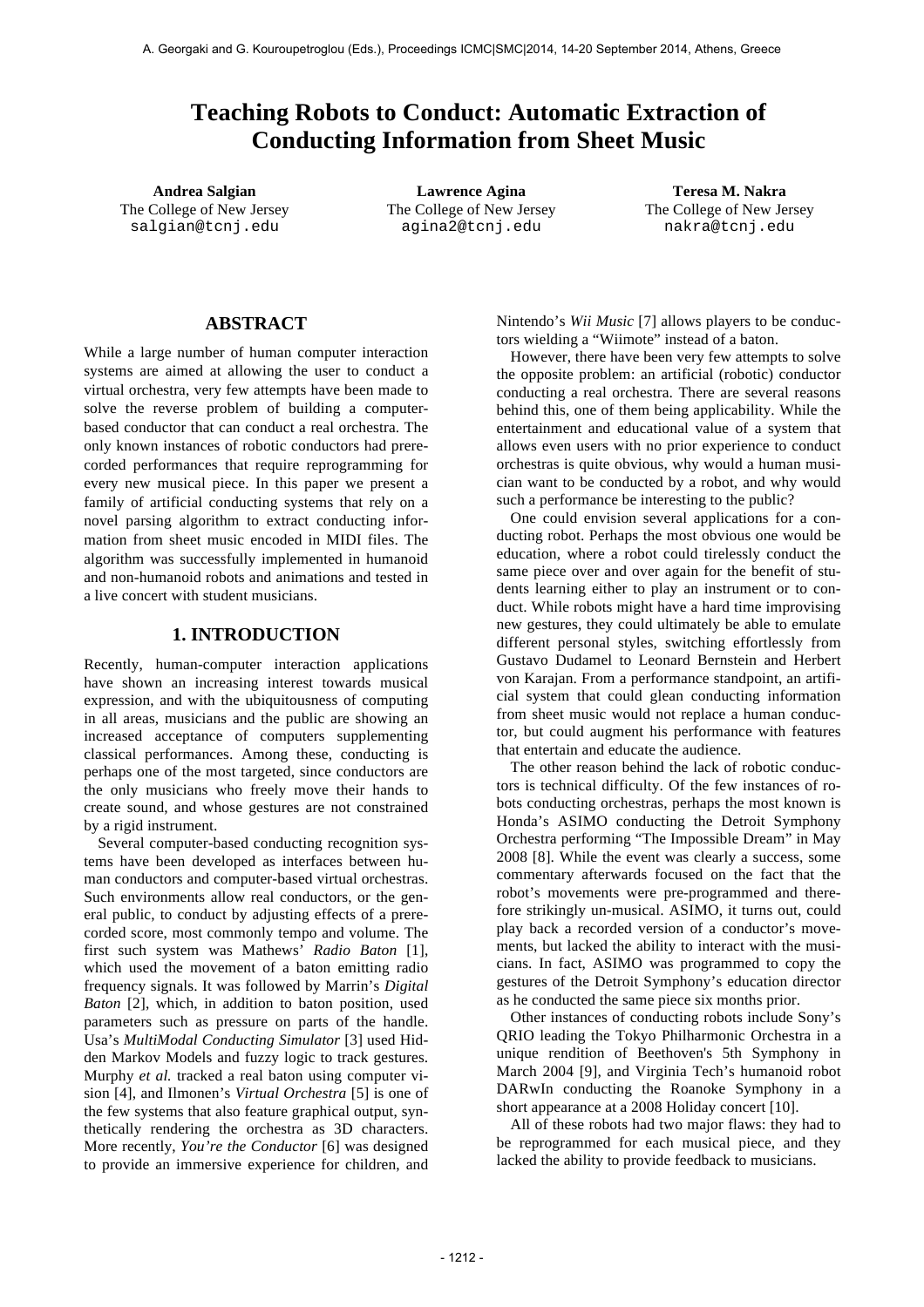# Teaching Robots to Conduct: Automatic Extraction of Conducting Information from Sheet Music

**Andrea Salgian**
The College of New Jersey
salgian@tcnj.edu

**Lawrence Agina**
The College of New Jersey
agina2@tcnj.edu

**Teresa M. Nakra**
The College of New Jersey
nakra@tcnj.edu

## ABSTRACT

While a large number of human computer interaction systems are aimed at allowing the user to conduct a virtual orchestra, very few attempts have been made to solve the reverse problem of building a computer-based conductor that can conduct a real orchestra. The only known instances of robotic conductors had prerecorded performances that require reprogramming for every new musical piece. In this paper we present a family of artificial conducting systems that rely on a novel parsing algorithm to extract conducting information from sheet music encoded in MIDI files. The algorithm was successfully implemented in humanoid and non-humanoid robots and animations and tested in a live concert with student musicians.

## 1. INTRODUCTION

Recently, human-computer interaction applications have shown an increasing interest towards musical expression, and with the ubiquitousness of computing in all areas, musicians and the public are showing an increased acceptance of computers supplementing classical performances. Among these, conducting is perhaps one of the most targeted, since conductors are the only musicians who freely move their hands to create sound, and whose gestures are not constrained by a rigid instrument.

Several computer-based conducting recognition systems have been developed as interfaces between human conductors and computer-based virtual orchestras. Such environments allow real conductors, or the general public, to conduct by adjusting effects of a prerecorded score, most commonly tempo and volume. The first such system was Mathews' *Radio Baton* [1], which used the movement of a baton emitting radio frequency signals. It was followed by Marrin's *Digital Baton* [2], which, in addition to baton position, used parameters such as pressure on parts of the handle. Usa's *MultiModal Conducting Simulator* [3] used Hidden Markov Models and fuzzy logic to track gestures. Murphy *et al.* tracked a real baton using computer vision [4], and Ilmonen's *Virtual Orchestra* [5] is one of the few systems that also feature graphical output, synthetically rendering the orchestra as 3D characters. More recently, *You're the Conductor* [6] was designed to provide an immersive experience for children, and Nintendo's *Wii Music* [7] allows players to be conductors wielding a "Wiimote" instead of a baton.

However, there have been very few attempts to solve the opposite problem: an artificial (robotic) conductor conducting a real orchestra. There are several reasons behind this, one of them being applicability. While the entertainment and educational value of a system that allows even users with no prior experience to conduct orchestras is quite obvious, why would a human musician want to be conducted by a robot, and why would such a performance be interesting to the public?

One could envision several applications for a conducting robot. Perhaps the most obvious one would be education, where a robot could tirelessly conduct the same piece over and over again for the benefit of students learning either to play an instrument or to conduct. While robots might have a hard time improvising new gestures, they could ultimately be able to emulate different personal styles, switching effortlessly from Gustavo Dudamel to Leonard Bernstein and Herbert von Karajan. From a performance standpoint, an artificial system that could glean conducting information from sheet music would not replace a human conductor, but could augment his performance with features that entertain and educate the audience.

The other reason behind the lack of robotic conductors is technical difficulty. Of the few instances of robots conducting orchestras, perhaps the most known is Honda's ASIMO conducting the Detroit Symphony Orchestra performing "The Impossible Dream" in May 2008 [8]. While the event was clearly a success, some commentary afterwards focused on the fact that the robot's movements were pre-programmed and therefore strikingly un-musical. ASIMO, it turns out, could play back a recorded version of a conductor's movements, but lacked the ability to interact with the musicians. In fact, ASIMO was programmed to copy the gestures of the Detroit Symphony's education director as he conducted the same piece six months prior.

Other instances of conducting robots include Sony's QRIO leading the Tokyo Philharmonic Orchestra in a unique rendition of Beethoven's 5th Symphony in March 2004 [9], and Virginia Tech's humanoid robot DARwIn conducting the Roanoke Symphony in a short appearance at a 2008 Holiday concert [10].

All of these robots had two major flaws: they had to be reprogrammed for each musical piece, and they lacked the ability to provide feedback to musicians.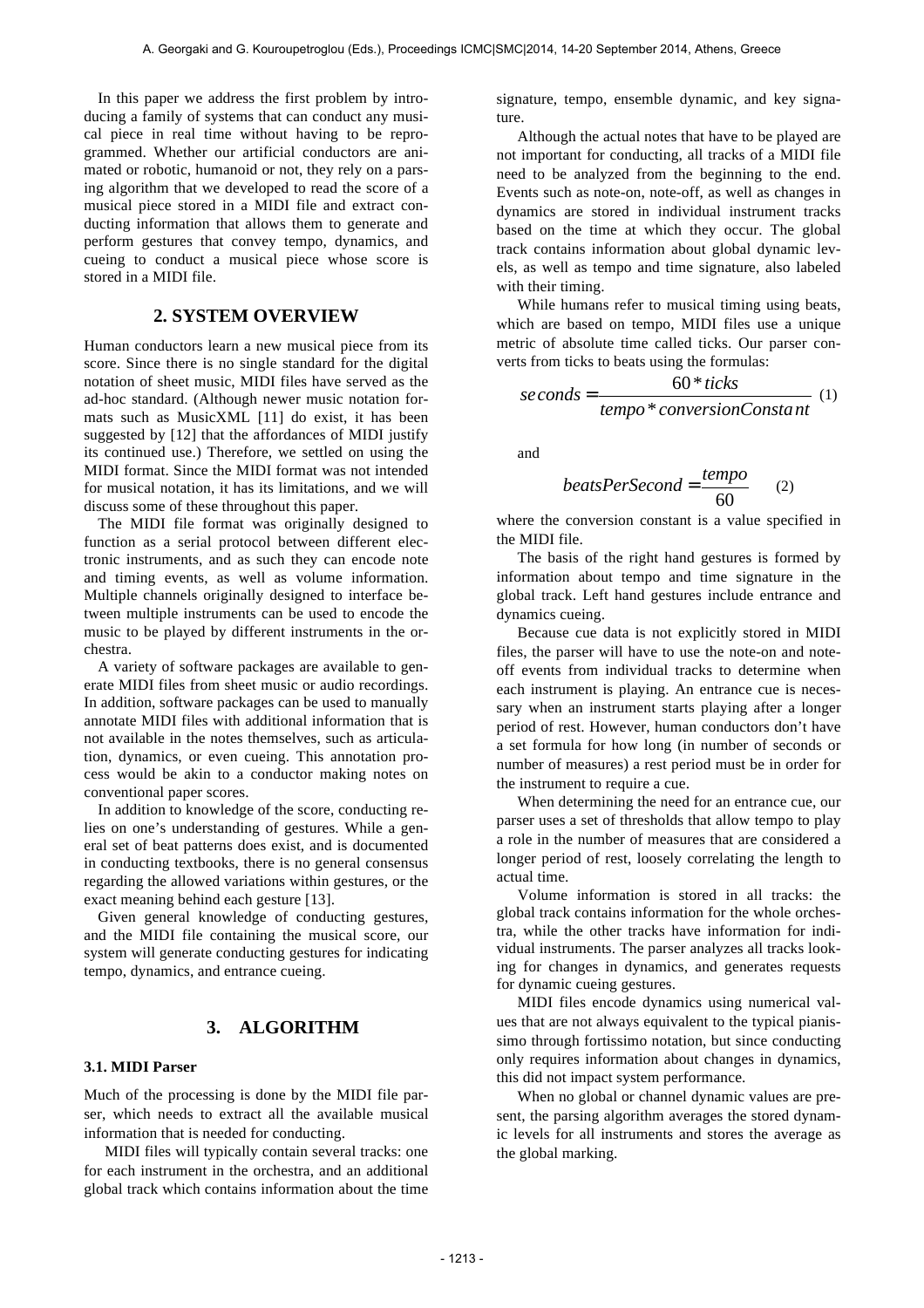In this paper we address the first problem by introducing a family of systems that can conduct any musical piece in real time without having to be reprogrammed. Whether our artificial conductors are animated or robotic, humanoid or not, they rely on a parsing algorithm that we developed to read the score of a musical piece stored in a MIDI file and extract conducting information that allows them to generate and perform gestures that convey tempo, dynamics, and cueing to conduct a musical piece whose score is stored in a MIDI file.

## 2. SYSTEM OVERVIEW

Human conductors learn a new musical piece from its score. Since there is no single standard for the digital notation of sheet music, MIDI files have served as the ad-hoc standard. (Although newer music notation formats such as MusicXML [11] do exist, it has been suggested by [12] that the affordances of MIDI justify its continued use.) Therefore, we settled on using the MIDI format. Since the MIDI format was not intended for musical notation, it has its limitations, and we will discuss some of these throughout this paper.

The MIDI file format was originally designed to function as a serial protocol between different electronic instruments, and as such they can encode note and timing events, as well as volume information. Multiple channels originally designed to interface between multiple instruments can be used to encode the music to be played by different instruments in the orchestra.

A variety of software packages are available to generate MIDI files from sheet music or audio recordings. In addition, software packages can be used to manually annotate MIDI files with additional information that is not available in the notes themselves, such as articulation, dynamics, or even cueing. This annotation process would be akin to a conductor making notes on conventional paper scores.

In addition to knowledge of the score, conducting relies on one's understanding of gestures. While a general set of beat patterns does exist, and is documented in conducting textbooks, there is no general consensus regarding the allowed variations within gestures, or the exact meaning behind each gesture [13].

Given general knowledge of conducting gestures, and the MIDI file containing the musical score, our system will generate conducting gestures for indicating tempo, dynamics, and entrance cueing.

## 3. ALGORITHM

### 3.1. MIDI Parser

Much of the processing is done by the MIDI file parser, which needs to extract all the available musical information that is needed for conducting.

MIDI files will typically contain several tracks: one for each instrument in the orchestra, and an additional global track which contains information about the time signature, tempo, ensemble dynamic, and key signature.

Although the actual notes that have to be played are not important for conducting, all tracks of a MIDI file need to be analyzed from the beginning to the end. Events such as note-on, note-off, as well as changes in dynamics are stored in individual instrument tracks based on the time at which they occur. The global track contains information about global dynamic levels, as well as tempo and time signature, also labeled with their timing.

While humans refer to musical timing using beats, which are based on tempo, MIDI files use a unique metric of absolute time called ticks. Our parser converts from ticks to beats using the formulas:

$$seconds = \frac{60 * ticks}{tempo * conversionConstant} \quad (1)$$

and

$$beatsPerSecond = \frac{tempo}{60} \quad (2)$$

where the conversion constant is a value specified in the MIDI file.

The basis of the right hand gestures is formed by information about tempo and time signature in the global track. Left hand gestures include entrance and dynamics cueing.

Because cue data is not explicitly stored in MIDI files, the parser will have to use the note-on and note-off events from individual tracks to determine when each instrument is playing. An entrance cue is necessary when an instrument starts playing after a longer period of rest. However, human conductors don't have a set formula for how long (in number of seconds or number of measures) a rest period must be in order for the instrument to require a cue.

When determining the need for an entrance cue, our parser uses a set of thresholds that allow tempo to play a role in the number of measures that are considered a longer period of rest, loosely correlating the length to actual time.

Volume information is stored in all tracks: the global track contains information for the whole orchestra, while the other tracks have information for individual instruments. The parser analyzes all tracks looking for changes in dynamics, and generates requests for dynamic cueing gestures.

MIDI files encode dynamics using numerical values that are not always equivalent to the typical pianissimo through fortissimo notation, but since conducting only requires information about changes in dynamics, this did not impact system performance.

When no global or channel dynamic values are present, the parsing algorithm averages the stored dynamic levels for all instruments and stores the average as the global marking.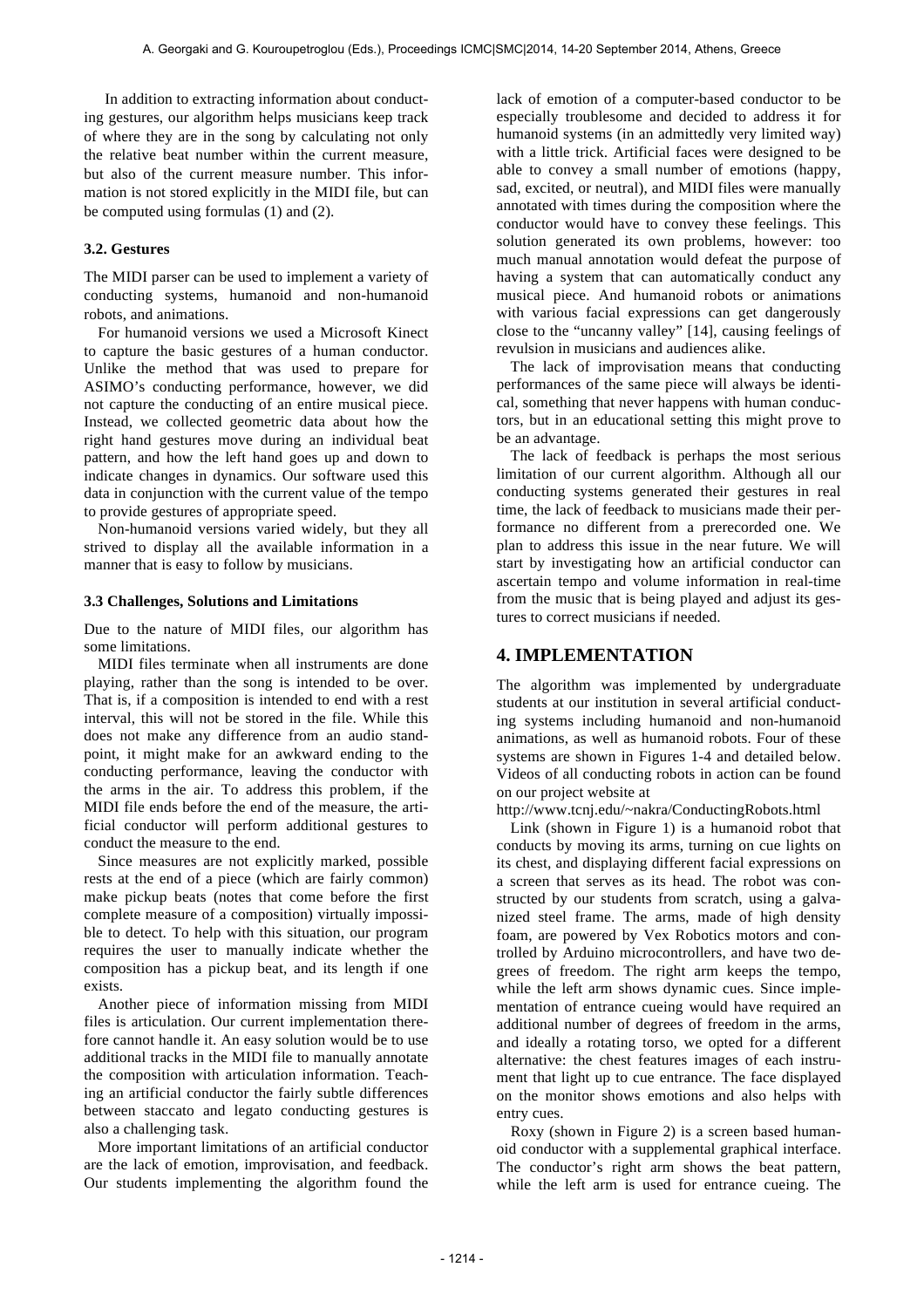In addition to extracting information about conducting gestures, our algorithm helps musicians keep track of where they are in the song by calculating not only the relative beat number within the current measure, but also of the current measure number. This information is not stored explicitly in the MIDI file, but can be computed using formulas (1) and (2).

### 3.2. Gestures

The MIDI parser can be used to implement a variety of conducting systems, humanoid and non-humanoid robots, and animations.

For humanoid versions we used a Microsoft Kinect to capture the basic gestures of a human conductor. Unlike the method that was used to prepare for ASIMO's conducting performance, however, we did not capture the conducting of an entire musical piece. Instead, we collected geometric data about how the right hand gestures move during an individual beat pattern, and how the left hand goes up and down to indicate changes in dynamics. Our software used this data in conjunction with the current value of the tempo to provide gestures of appropriate speed.

Non-humanoid versions varied widely, but they all strived to display all the available information in a manner that is easy to follow by musicians.

### 3.3 Challenges, Solutions and Limitations

Due to the nature of MIDI files, our algorithm has some limitations.

MIDI files terminate when all instruments are done playing, rather than the song is intended to be over. That is, if a composition is intended to end with a rest interval, this will not be stored in the file. While this does not make any difference from an audio standpoint, it might make for an awkward ending to the conducting performance, leaving the conductor with the arms in the air. To address this problem, if the MIDI file ends before the end of the measure, the artificial conductor will perform additional gestures to conduct the measure to the end.

Since measures are not explicitly marked, possible rests at the end of a piece (which are fairly common) make pickup beats (notes that come before the first complete measure of a composition) virtually impossible to detect. To help with this situation, our program requires the user to manually indicate whether the composition has a pickup beat, and its length if one exists.

Another piece of information missing from MIDI files is articulation. Our current implementation therefore cannot handle it. An easy solution would be to use additional tracks in the MIDI file to manually annotate the composition with articulation information. Teaching an artificial conductor the fairly subtle differences between staccato and legato conducting gestures is also a challenging task.

More important limitations of an artificial conductor are the lack of emotion, improvisation, and feedback. Our students implementing the algorithm found the lack of emotion of a computer-based conductor to be especially troublesome and decided to address it for humanoid systems (in an admittedly very limited way) with a little trick. Artificial faces were designed to be able to convey a small number of emotions (happy, sad, excited, or neutral), and MIDI files were manually annotated with times during the composition where the conductor would have to convey these feelings. This solution generated its own problems, however: too much manual annotation would defeat the purpose of having a system that can automatically conduct any musical piece. And humanoid robots or animations with various facial expressions can get dangerously close to the "uncanny valley" [14], causing feelings of revulsion in musicians and audiences alike.

The lack of improvisation means that conducting performances of the same piece will always be identical, something that never happens with human conductors, but in an educational setting this might prove to be an advantage.

The lack of feedback is perhaps the most serious limitation of our current algorithm. Although all our conducting systems generated their gestures in real time, the lack of feedback to musicians made their performance no different from a prerecorded one. We plan to address this issue in the near future. We will start by investigating how an artificial conductor can ascertain tempo and volume information in real-time from the music that is being played and adjust its gestures to correct musicians if needed.

## 4. IMPLEMENTATION

The algorithm was implemented by undergraduate students at our institution in several artificial conducting systems including humanoid and non-humanoid animations, as well as humanoid robots. Four of these systems are shown in Figures 1-4 and detailed below. Videos of all conducting robots in action can be found on our project website at http://www.tcnj.edu/~nakra/ConductingRobots.html

Link (shown in Figure 1) is a humanoid robot that conducts by moving its arms, turning on cue lights on its chest, and displaying different facial expressions on a screen that serves as its head. The robot was constructed by our students from scratch, using a galvanized steel frame. The arms, made of high density foam, are powered by Vex Robotics motors and controlled by Arduino microcontrollers, and have two degrees of freedom. The right arm keeps the tempo, while the left arm shows dynamic cues. Since implementation of entrance cueing would have required an additional number of degrees of freedom in the arms, and ideally a rotating torso, we opted for a different alternative: the chest features images of each instrument that light up to cue entrance. The face displayed on the monitor shows emotions and also helps with entry cues.

Roxy (shown in Figure 2) is a screen based humanoid conductor with a supplemental graphical interface. The conductor's right arm shows the beat pattern, while the left arm is used for entrance cueing. The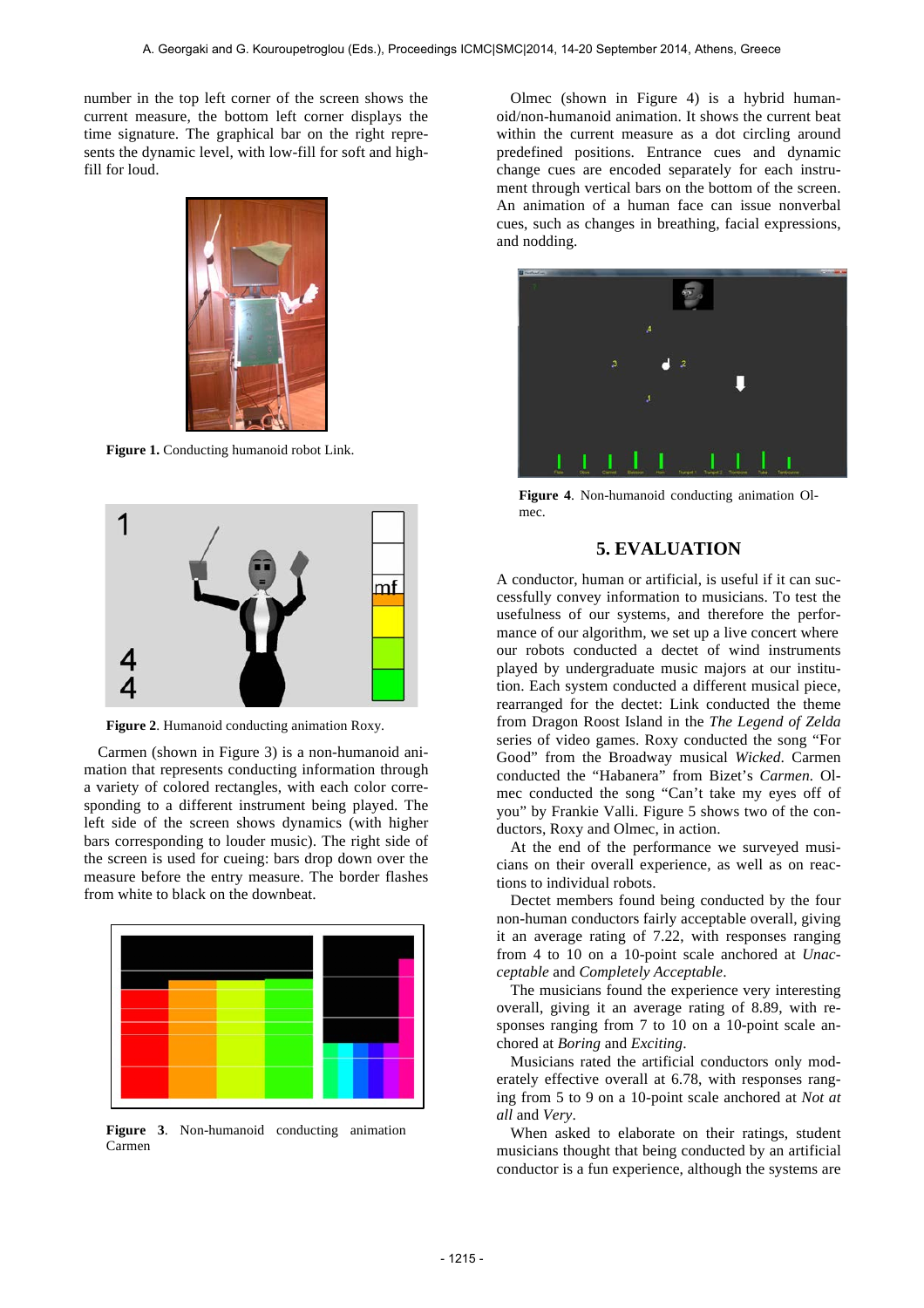number in the top left corner of the screen shows the current measure, the bottom left corner displays the time signature. The graphical bar on the right represents the dynamic level, with low-fill for soft and high-fill for loud.

**Figure 1.** Conducting humanoid robot Link.

1

4
4

mf

**Figure 2**. Humanoid conducting animation Roxy.

Carmen (shown in Figure 3) is a non-humanoid animation that represents conducting information through a variety of colored rectangles, with each color corresponding to a different instrument being played. The left side of the screen shows dynamics (with higher bars corresponding to louder music). The right side of the screen is used for cueing: bars drop down over the measure before the entry measure. The border flashes from white to black on the downbeat.

**Figure 3**. Non-humanoid conducting animation Carmen

Olmec (shown in Figure 4) is a hybrid humanoid/non-humanoid animation. It shows the current beat within the current measure as a dot circling around predefined positions. Entrance cues and dynamic change cues are encoded separately for each instrument through vertical bars on the bottom of the screen. An animation of a human face can issue nonverbal cues, such as changes in breathing, facial expressions, and nodding.

**Figure 4**. Non-humanoid conducting animation Olmec.

## 5. EVALUATION

A conductor, human or artificial, is useful if it can successfully convey information to musicians. To test the usefulness of our systems, and therefore the performance of our algorithm, we set up a live concert where our robots conducted a dectet of wind instruments played by undergraduate music majors at our institution. Each system conducted a different musical piece, rearranged for the dectet: Link conducted the theme from Dragon Roost Island in the *The Legend of Zelda* series of video games. Roxy conducted the song "For Good" from the Broadway musical *Wicked*. Carmen conducted the "Habanera" from Bizet's *Carmen*. Olmec conducted the song "Can't take my eyes off of you" by Frankie Valli. Figure 5 shows two of the conductors, Roxy and Olmec, in action.

At the end of the performance we surveyed musicians on their overall experience, as well as on reactions to individual robots.

Dectet members found being conducted by the four non-human conductors fairly acceptable overall, giving it an average rating of 7.22, with responses ranging from 4 to 10 on a 10-point scale anchored at *Unacceptable* and *Completely Acceptable*.

The musicians found the experience very interesting overall, giving it an average rating of 8.89, with responses ranging from 7 to 10 on a 10-point scale anchored at *Boring* and *Exciting*.

Musicians rated the artificial conductors only moderately effective overall at 6.78, with responses ranging from 5 to 9 on a 10-point scale anchored at *Not at all* and *Very*.

When asked to elaborate on their ratings, student musicians thought that being conducted by an artificial conductor is a fun experience, although the systems are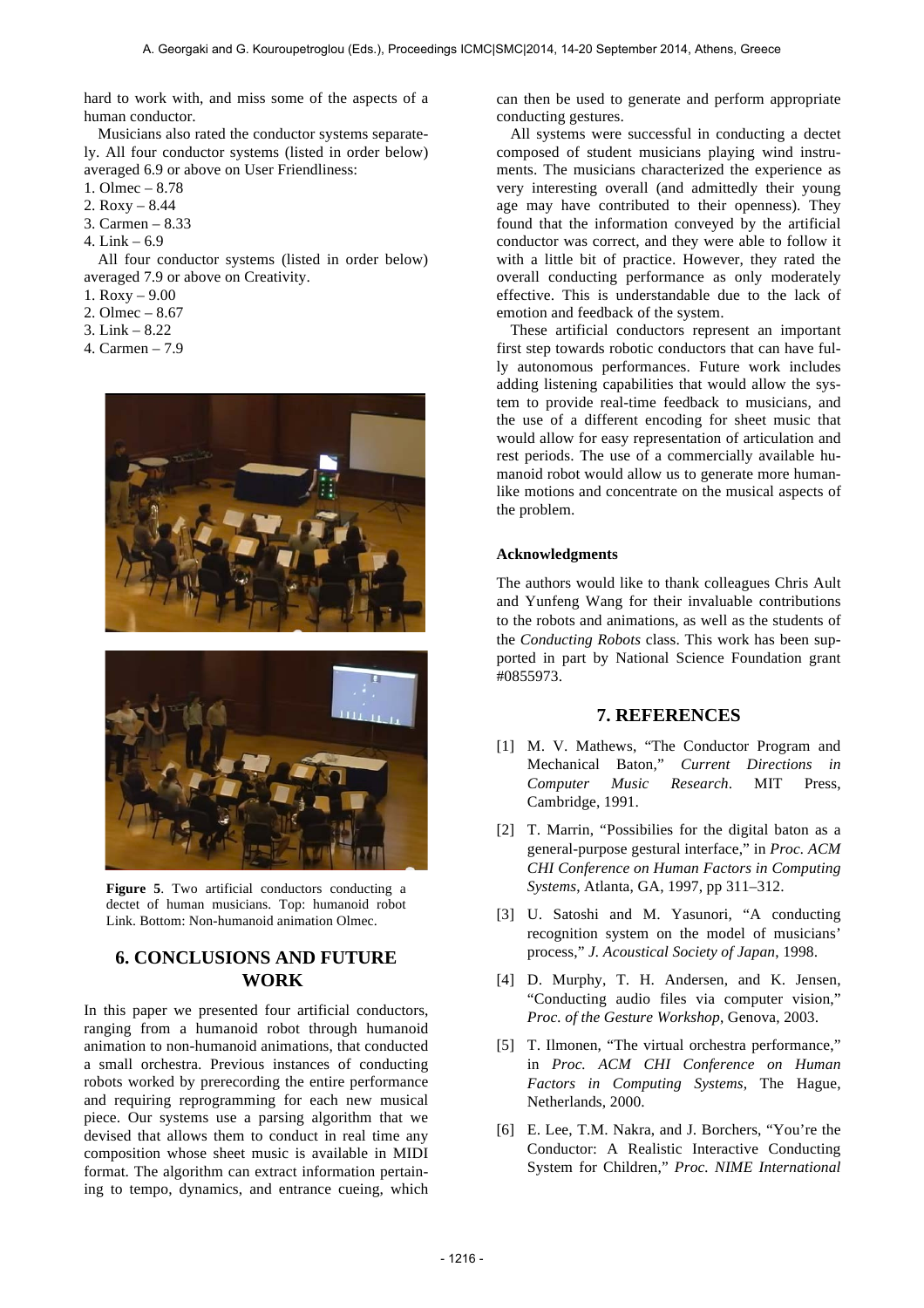hard to work with, and miss some of the aspects of a human conductor.

Musicians also rated the conductor systems separately. All four conductor systems (listed in order below) averaged 6.9 or above on User Friendliness:

1. Olmec – 8.78
2. Roxy – 8.44
3. Carmen – 8.33
4. Link – 6.9

All four conductor systems (listed in order below) averaged 7.9 or above on Creativity.

1. Roxy – 9.00
2. Olmec – 8.67
3. Link – 8.22
4. Carmen – 7.9

**Figure 5**. Two artificial conductors conducting a dectet of human musicians. Top: humanoid robot Link. Bottom: Non-humanoid animation Olmec.

## 6. CONCLUSIONS AND FUTURE WORK

In this paper we presented four artificial conductors, ranging from a humanoid robot through humanoid animation to non-humanoid animations, that conducted a small orchestra. Previous instances of conducting robots worked by prerecording the entire performance and requiring reprogramming for each new musical piece. Our systems use a parsing algorithm that we devised that allows them to conduct in real time any composition whose sheet music is available in MIDI format. The algorithm can extract information pertaining to tempo, dynamics, and entrance cueing, which can then be used to generate and perform appropriate conducting gestures.

All systems were successful in conducting a dectet composed of student musicians playing wind instruments. The musicians characterized the experience as very interesting overall (and admittedly their young age may have contributed to their openness). They found that the information conveyed by the artificial conductor was correct, and they were able to follow it with a little bit of practice. However, they rated the overall conducting performance as only moderately effective. This is understandable due to the lack of emotion and feedback of the system.

These artificial conductors represent an important first step towards robotic conductors that can have fully autonomous performances. Future work includes adding listening capabilities that would allow the system to provide real-time feedback to musicians, and the use of a different encoding for sheet music that would allow for easy representation of articulation and rest periods. The use of a commercially available humanoid robot would allow us to generate more human-like motions and concentrate on the musical aspects of the problem.

#### Acknowledgments

The authors would like to thank colleagues Chris Ault and Yunfeng Wang for their invaluable contributions to the robots and animations, as well as the students of the *Conducting Robots* class. This work has been supported in part by National Science Foundation grant #0855973.

## 7. REFERENCES

[1] M. V. Mathews, "The Conductor Program and Mechanical Baton," *Current Directions in Computer Music Research*. MIT Press, Cambridge, 1991.

[2] T. Marrin, "Possibilies for the digital baton as a general-purpose gestural interface," in *Proc. ACM CHI Conference on Human Factors in Computing Systems*, Atlanta, GA, 1997, pp 311–312.

[3] U. Satoshi and M. Yasunori, "A conducting recognition system on the model of musicians' process," *J. Acoustical Society of Japan*, 1998.

[4] D. Murphy, T. H. Andersen, and K. Jensen, "Conducting audio files via computer vision," *Proc. of the Gesture Workshop*, Genova, 2003.

[5] T. Ilmonen, "The virtual orchestra performance," in *Proc. ACM CHI Conference on Human Factors in Computing Systems*, The Hague, Netherlands, 2000.

[6] E. Lee, T.M. Nakra, and J. Borchers, "You're the Conductor: A Realistic Interactive Conducting System for Children," *Proc. NIME International*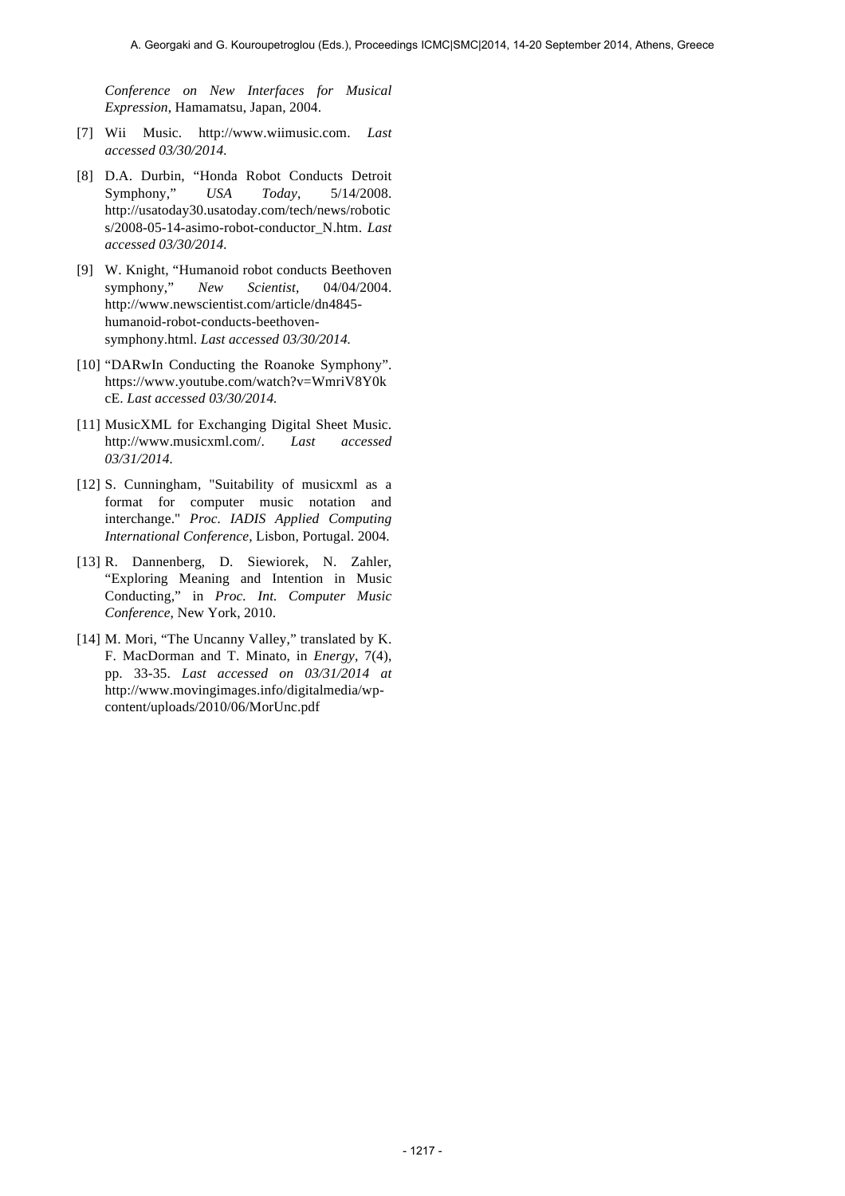*Conference on New Interfaces for Musical Expression*, Hamamatsu, Japan, 2004.

[7] Wii Music. http://www.wiimusic.com. *Last accessed 03/30/2014.*

[8] D.A. Durbin, "Honda Robot Conducts Detroit Symphony," *USA Today*, 5/14/2008. http://usatoday30.usatoday.com/tech/news/robotics/2008-05-14-asimo-robot-conductor_N.htm. *Last accessed 03/30/2014.*

[9] W. Knight, "Humanoid robot conducts Beethoven symphony," *New Scientist*, 04/04/2004. http://www.newscientist.com/article/dn4845-humanoid-robot-conducts-beethoven-symphony.html. *Last accessed 03/30/2014.*

[10] "DARwIn Conducting the Roanoke Symphony". https://www.youtube.com/watch?v=WmriV8Y0kcE. *Last accessed 03/30/2014.*

[11] MusicXML for Exchanging Digital Sheet Music. http://www.musicxml.com/. *Last accessed 03/31/2014.*

[12] S. Cunningham, "Suitability of musicxml as a format for computer music notation and interchange." *Proc. IADIS Applied Computing International Conference,* Lisbon, Portugal. 2004.

[13] R. Dannenberg, D. Siewiorek, N. Zahler, "Exploring Meaning and Intention in Music Conducting," in *Proc. Int. Computer Music Conference,* New York, 2010.

[14] M. Mori, "The Uncanny Valley," translated by K. F. MacDorman and T. Minato, in *Energy*, 7(4), pp. 33-35. *Last accessed on 03/31/2014 at* http://www.movingimages.info/digitalmedia/wp-content/uploads/2010/06/MorUnc.pdf